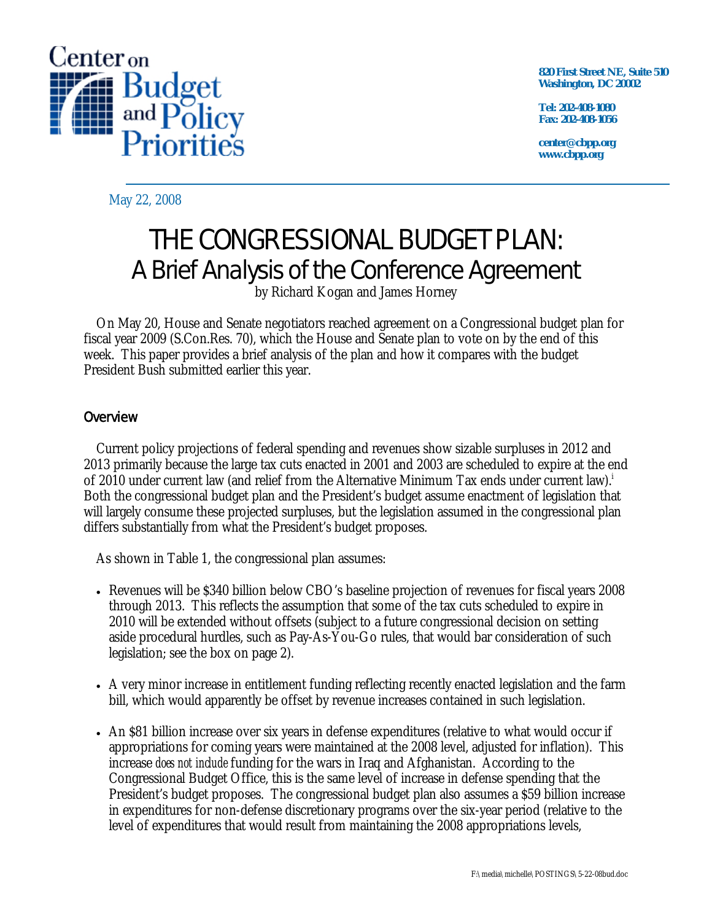Center on Budget and Policy Priorities

820 First Street NE, Suite 510
Washington, DC 20002

Tel: 202-408-1080
Fax: 202-408-1056

center@cbpp.org
www.cbpp.org

May 22, 2008

# THE CONGRESSIONAL BUDGET PLAN:
## A Brief Analysis of the Conference Agreement

by Richard Kogan and James Horney

On May 20, House and Senate negotiators reached agreement on a Congressional budget plan for fiscal year 2009 (S.Con.Res. 70), which the House and Senate plan to vote on by the end of this week. This paper provides a brief analysis of the plan and how it compares with the budget President Bush submitted earlier this year.

### Overview

Current policy projections of federal spending and revenues show sizable surpluses in 2012 and 2013 primarily because the large tax cuts enacted in 2001 and 2003 are scheduled to expire at the end of 2010 under current law (and relief from the Alternative Minimum Tax ends under current law).[i] Both the congressional budget plan and the President's budget assume enactment of legislation that will largely consume these projected surpluses, but the legislation assumed in the congressional plan differs substantially from what the President's budget proposes.

As shown in Table 1, the congressional plan assumes:

- Revenues will be $340 billion below CBO's baseline projection of revenues for fiscal years 2008 through 2013. This reflects the assumption that some of the tax cuts scheduled to expire in 2010 will be extended without offsets (subject to a future congressional decision on setting aside procedural hurdles, such as Pay-As-You-Go rules, that would bar consideration of such legislation; see the box on page 2).

- A very minor increase in entitlement funding reflecting recently enacted legislation and the farm bill, which would apparently be offset by revenue increases contained in such legislation.

- An $81 billion increase over six years in defense expenditures (relative to what would occur if appropriations for coming years were maintained at the 2008 level, adjusted for inflation). This increase *does not include* funding for the wars in Iraq and Afghanistan. According to the Congressional Budget Office, this is the same level of increase in defense spending that the President's budget proposes. The congressional budget plan also assumes a $59 billion increase in expenditures for non-defense discretionary programs over the six-year period (relative to the level of expenditures that would result from maintaining the 2008 appropriations levels,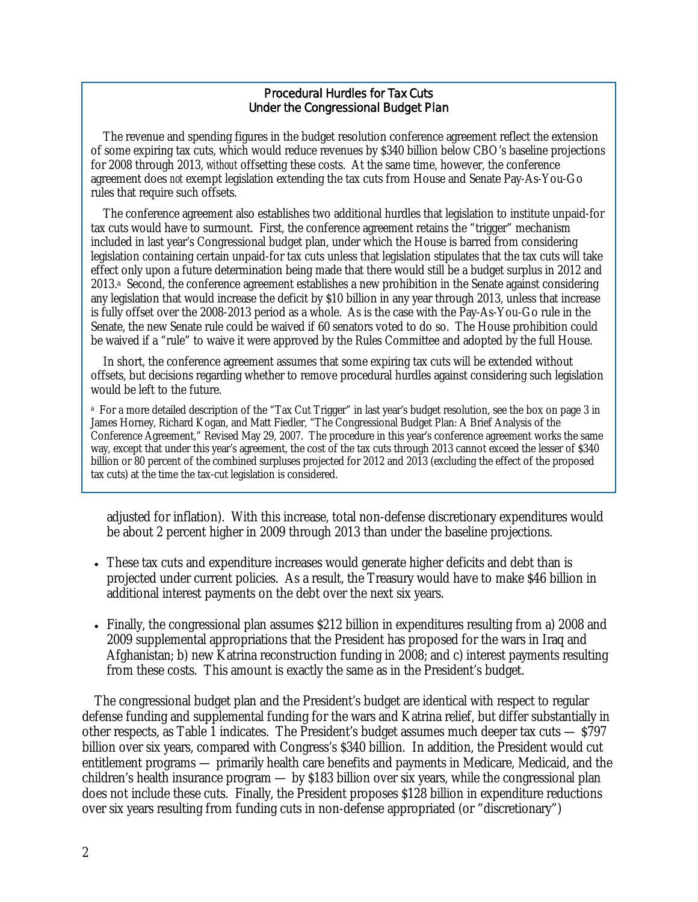### Procedural Hurdles for Tax Cuts Under the Congressional Budget Plan

The revenue and spending figures in the budget resolution conference agreement reflect the extension of some expiring tax cuts, which would reduce revenues by $340 billion below CBO's baseline projections for 2008 through 2013, *without* offsetting these costs. At the same time, however, the conference agreement does *not* exempt legislation extending the tax cuts from House and Senate Pay-As-You-Go rules that require such offsets.

The conference agreement also establishes two additional hurdles that legislation to institute unpaid-for tax cuts would have to surmount. First, the conference agreement retains the "trigger" mechanism included in last year's Congressional budget plan, under which the House is barred from considering legislation containing certain unpaid-for tax cuts unless that legislation stipulates that the tax cuts will take effect only upon a future determination being made that there would still be a budget surplus in 2012 and 2013.[a] Second, the conference agreement establishes a new prohibition in the Senate against considering any legislation that would increase the deficit by $10 billion in any year through 2013, unless that increase is fully offset over the 2008-2013 period as a whole. As is the case with the Pay-As-You-Go rule in the Senate, the new Senate rule could be waived if 60 senators voted to do so. The House prohibition could be waived if a "rule" to waive it were approved by the Rules Committee and adopted by the full House.

In short, the conference agreement assumes that some expiring tax cuts will be extended without offsets, but decisions regarding whether to remove procedural hurdles against considering such legislation would be left to the future.

[a] For a more detailed description of the "Tax Cut Trigger" in last year's budget resolution, see the box on page 3 in James Horney, Richard Kogan, and Matt Fiedler, "The Congressional Budget Plan: A Brief Analysis of the Conference Agreement," Revised May 29, 2007. The procedure in this year's conference agreement works the same way, except that under this year's agreement, the cost of the tax cuts through 2013 cannot exceed the lesser of $340 billion or 80 percent of the combined surpluses projected for 2012 and 2013 (excluding the effect of the proposed tax cuts) at the time the tax-cut legislation is considered.

adjusted for inflation). With this increase, total non-defense discretionary expenditures would be about 2 percent higher in 2009 through 2013 than under the baseline projections.

- These tax cuts and expenditure increases would generate higher deficits and debt than is projected under current policies. As a result, the Treasury would have to make $46 billion in additional interest payments on the debt over the next six years.
- Finally, the congressional plan assumes $212 billion in expenditures resulting from a) 2008 and 2009 supplemental appropriations that the President has proposed for the wars in Iraq and Afghanistan; b) new Katrina reconstruction funding in 2008; and c) interest payments resulting from these costs. This amount is exactly the same as in the President's budget.

The congressional budget plan and the President's budget are identical with respect to regular defense funding and supplemental funding for the wars and Katrina relief, but differ substantially in other respects, as Table 1 indicates. The President's budget assumes much deeper tax cuts — $797 billion over six years, compared with Congress's $340 billion. In addition, the President would cut entitlement programs — primarily health care benefits and payments in Medicare, Medicaid, and the children's health insurance program — by $183 billion over six years, while the congressional plan does not include these cuts. Finally, the President proposes $128 billion in expenditure reductions over six years resulting from funding cuts in non-defense appropriated (or "discretionary")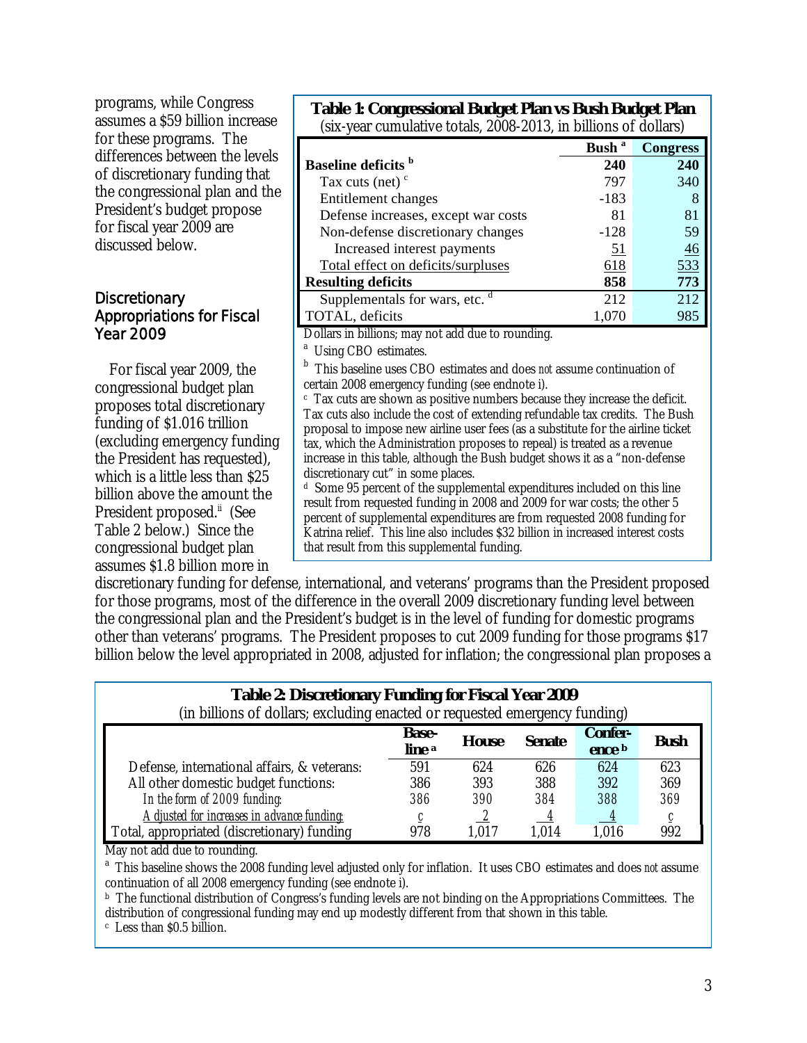programs, while Congress assumes a $59 billion increase for these programs. The differences between the levels of discretionary funding that the congressional plan and the President's budget propose for fiscal year 2009 are discussed below.

**Table 1: Congressional Budget Plan vs Bush Budget Plan**
(six-year cumulative totals, 2008-2013, in billions of dollars)

| | Bush [a] | Congress |
|---|---|---|
| **Baseline deficits** [b] | **240** | **240** |
| Tax cuts (net) [c] | 797 | 340 |
| Entitlement changes | -183 | 8 |
| Defense increases, except war costs | 81 | 81 |
| Non-defense discretionary changes | -128 | 59 |
| Increased interest payments | 51 | 46 |
| Total effect on deficits/surpluses | 618 | 533 |
| **Resulting deficits** | **858** | **773** |
| Supplementals for wars, etc. [d] | 212 | 212 |
| TOTAL, deficits | 1,070 | 985 |

Dollars in billions; may not add due to rounding.

[a] Using CBO estimates.

[b] This baseline uses CBO estimates and does *not* assume continuation of certain 2008 emergency funding (see endnote i).

[c] Tax cuts are shown as positive numbers because they increase the deficit. Tax cuts also include the cost of extending refundable tax credits. The Bush proposal to impose new airline user fees (as a substitute for the airline ticket tax, which the Administration proposes to repeal) is treated as a revenue increase in this table, although the Bush budget shows it as a "non-defense discretionary cut" in some places.

[d] Some 95 percent of the supplemental expenditures included on this line result from requested funding in 2008 and 2009 for war costs; the other 5 percent of supplemental expenditures are from requested 2008 funding for Katrina relief. This line also includes $32 billion in increased interest costs that result from this supplemental funding.

## Discretionary Appropriations for Fiscal Year 2009

For fiscal year 2009, the congressional budget plan proposes total discretionary funding of $1.016 trillion (excluding emergency funding the President has requested), which is a little less than $25 billion above the amount the President proposed.[ii] (See Table 2 below.) Since the congressional budget plan assumes $1.8 billion more in discretionary funding for defense, international, and veterans' programs than the President proposed for those programs, most of the difference in the overall 2009 discretionary funding level between the congressional plan and the President's budget is in the level of funding for domestic programs other than veterans' programs. The President proposes to cut 2009 funding for those programs $17 billion below the level appropriated in 2008, adjusted for inflation; the congressional plan proposes a

**Table 2: Discretionary Funding for Fiscal Year 2009**
(in billions of dollars; excluding enacted or requested emergency funding)

| | Base-line [a] | House | Senate | Confer-ence [b] | Bush |
|---|---|---|---|---|---|
| Defense, international affairs, & veterans: | 591 | 624 | 626 | 624 | 623 |
| All other domestic budget functions: | 386 | 393 | 388 | 392 | 369 |
| *In the form of 2009 funding:* | *386* | *390* | *384* | *388* | *369* |
| *Adjusted for increases in advance funding:* | *c* | *2* | *4* | *4* | *c* |
| Total, appropriated (discretionary) funding | 978 | 1,017 | 1,014 | 1,016 | 992 |

May not add due to rounding.

[a] This baseline shows the 2008 funding level adjusted only for inflation. It uses CBO estimates and does *not* assume continuation of all 2008 emergency funding (see endnote i).

[b] The functional distribution of Congress's funding levels are not binding on the Appropriations Committees. The distribution of congressional funding may end up modestly different from that shown in this table.

[c] Less than $0.5 billion.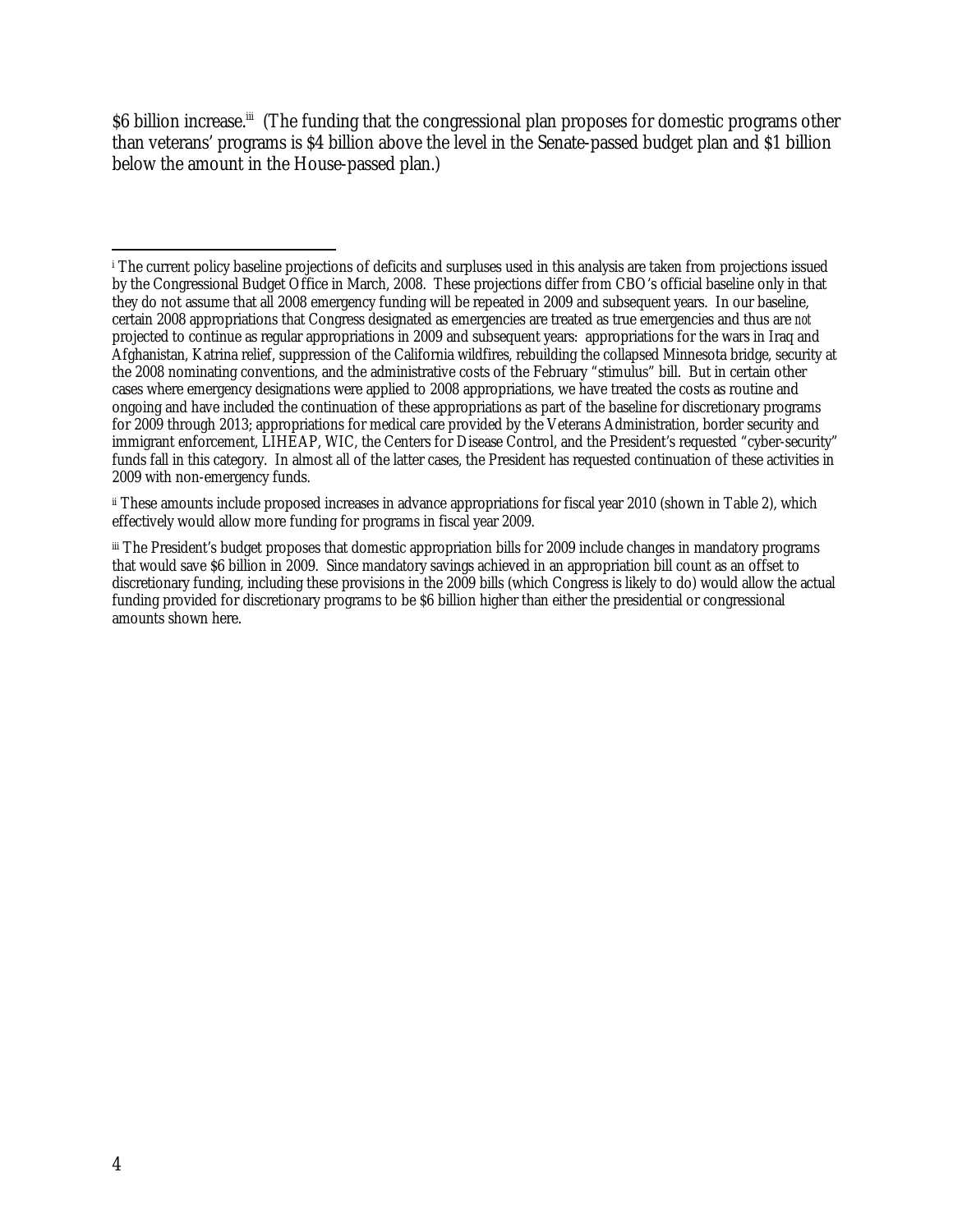$6 billion increase.[iii] (The funding that the congressional plan proposes for domestic programs other than veterans' programs is $4 billion above the level in the Senate-passed budget plan and $1 billion below the amount in the House-passed plan.)

---

[i] The current policy baseline projections of deficits and surpluses used in this analysis are taken from projections issued by the Congressional Budget Office in March, 2008. These projections differ from CBO's official baseline only in that they do not assume that all 2008 emergency funding will be repeated in 2009 and subsequent years. In our baseline, certain 2008 appropriations that Congress designated as emergencies are treated as true emergencies and thus are *not* projected to continue as regular appropriations in 2009 and subsequent years: appropriations for the wars in Iraq and Afghanistan, Katrina relief, suppression of the California wildfires, rebuilding the collapsed Minnesota bridge, security at the 2008 nominating conventions, and the administrative costs of the February "stimulus" bill. But in certain other cases where emergency designations were applied to 2008 appropriations, we have treated the costs as routine and ongoing and have included the continuation of these appropriations as part of the baseline for discretionary programs for 2009 through 2013; appropriations for medical care provided by the Veterans Administration, border security and immigrant enforcement, LIHEAP, WIC, the Centers for Disease Control, and the President's requested "cyber-security" funds fall in this category. In almost all of the latter cases, the President has requested continuation of these activities in 2009 with non-emergency funds.

[ii] These amounts include proposed increases in advance appropriations for fiscal year 2010 (shown in Table 2), which effectively would allow more funding for programs in fiscal year 2009.

[iii] The President's budget proposes that domestic appropriation bills for 2009 include changes in mandatory programs that would save $6 billion in 2009. Since mandatory savings achieved in an appropriation bill count as an offset to discretionary funding, including these provisions in the 2009 bills (which Congress is likely to do) would allow the actual funding provided for discretionary programs to be $6 billion higher than either the presidential or congressional amounts shown here.